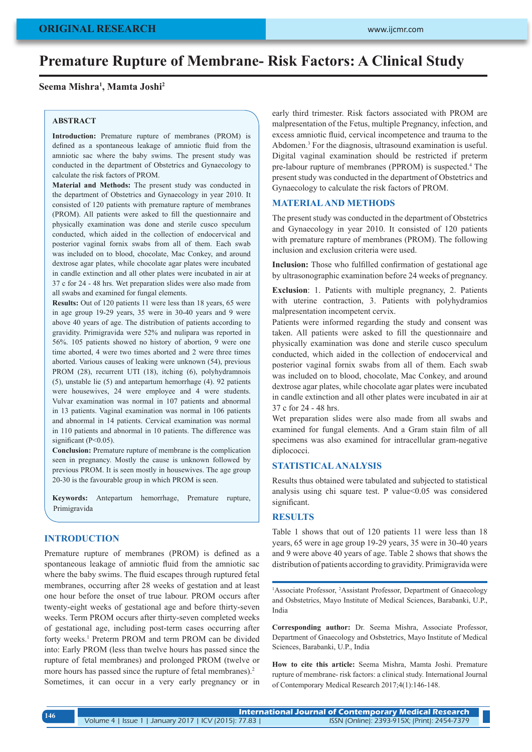ORIGINAL RESEARCH

# Premature Rupture of Membrane- Risk Factors: A Clinical Study

**Seema Mishra[1], Mamta Joshi[2]**

## ABSTRACT

**Introduction:** Premature rupture of membranes (PROM) is defined as a spontaneous leakage of amniotic fluid from the amniotic sac where the baby swims. The present study was conducted in the department of Obstetrics and Gynaecology to calculate the risk factors of PROM.

**Material and Methods:** The present study was conducted in the department of Obstetrics and Gynaecology in year 2010. It consisted of 120 patients with premature rapture of membranes (PROM). All patients were asked to fill the questionnaire and physically examination was done and sterile cusco speculum conducted, which aided in the collection of endocervical and posterior vaginal fornix swabs from all of them. Each swab was included on to blood, chocolate, Mac Conkey, and around dextrose agar plates, while chocolate agar plates were incubated in candle extinction and all other plates were incubated in air at 37 c for 24 - 48 hrs. Wet preparation slides were also made from all swabs and examined for fungal elements.

**Results:** Out of 120 patients 11 were less than 18 years, 65 were in age group 19-29 years, 35 were in 30-40 years and 9 were above 40 years of age. The distribution of patients according to gravidity. Primigravida were 52% and nulipara was reported in 56%. 105 patients showed no history of abortion, 9 were one time aborted, 4 were two times aborted and 2 were three times aborted. Various causes of leaking were unknown (54), previous PROM (28), recurrent UTI (18), itching (6), polyhydramnois (5), unstable lie (5) and antepartum hemorrhage (4). 92 patients were housewives, 24 were employee and 4 were students. Vulvar examination was normal in 107 patients and abnormal in 13 patients. Vaginal examination was normal in 106 patients and abnormal in 14 patients. Cervical examination was normal in 110 patients and abnormal in 10 patients. The difference was significant (P<0.05).

**Conclusion:** Premature rupture of membrane is the complication seen in pregnancy. Mostly the cause is unknown followed by previous PROM. It is seen mostly in housewives. The age group 20-30 is the favourable group in which PROM is seen.

**Keywords:** Antepartum hemorrhage, Premature rupture, Primigravida

## INTRODUCTION

Premature rupture of membranes (PROM) is defined as a spontaneous leakage of amniotic fluid from the amniotic sac where the baby swims. The fluid escapes through ruptured fetal membranes, occurring after 28 weeks of gestation and at least one hour before the onset of true labour. PROM occurs after twenty-eight weeks of gestational age and before thirty-seven weeks. Term PROM occurs after thirty-seven completed weeks of gestational age, including post-term cases occurring after forty weeks.[1] Preterm PROM and term PROM can be divided into: Early PROM (less than twelve hours has passed since the rupture of fetal membranes) and prolonged PROM (twelve or more hours has passed since the rupture of fetal membranes).[2] Sometimes, it can occur in a very early pregnancy or in early third trimester. Risk factors associated with PROM are malpresentation of the Fetus, multiple Pregnancy, infection, and excess amniotic fluid, cervical incompetence and trauma to the Abdomen.[3] For the diagnosis, ultrasound examination is useful. Digital vaginal examination should be restricted if preterm pre-labour rupture of membranes (PPROM) is suspected.[4] The present study was conducted in the department of Obstetrics and Gynaecology to calculate the risk factors of PROM.

## MATERIAL AND METHODS

The present study was conducted in the department of Obstetrics and Gynaecology in year 2010. It consisted of 120 patients with premature rapture of membranes (PROM). The following inclusion and exclusion criteria were used.

**Inclusion:** Those who fulfilled confirmation of gestational age by ultrasonographic examination before 24 weeks of pregnancy.

**Exclusion**: 1. Patients with multiple pregnancy, 2. Patients with uterine contraction, 3. Patients with polyhydramios malpresentation incompetent cervix.

Patients were informed regarding the study and consent was taken. All patients were asked to fill the questionnaire and physically examination was done and sterile cusco speculum conducted, which aided in the collection of endocervical and posterior vaginal fornix swabs from all of them. Each swab was included on to blood, chocolate, Mac Conkey, and around dextrose agar plates, while chocolate agar plates were incubated in candle extinction and all other plates were incubated in air at 37 c for 24 - 48 hrs.

Wet preparation slides were also made from all swabs and examined for fungal elements. And a Gram stain film of all specimens was also examined for intracellular gram-negative diplococci.

## STATISTICAL ANALYSIS

Results thus obtained were tabulated and subjected to statistical analysis using chi square test. P value<0.05 was considered significant.

## RESULTS

Table 1 shows that out of 120 patients 11 were less than 18 years, 65 were in age group 19-29 years, 35 were in 30-40 years and 9 were above 40 years of age. Table 2 shows that shows the distribution of patients according to gravidity. Primigravida were

---

[1]Associate Professor, [2]Assistant Professor, Department of Gnaecology and Osbstetrics, Mayo Institute of Medical Sciences, Barabanki, U.P., India

**Corresponding author:** Dr. Seema Mishra, Associate Professor, Department of Gnaecology and Osbstetrics, Mayo Institute of Medical Sciences, Barabanki, U.P., India

**How to cite this article:** Seema Mishra, Mamta Joshi. Premature rupture of membrane- risk factors: a clinical study. International Journal of Contemporary Medical Research 2017;4(1):146-148.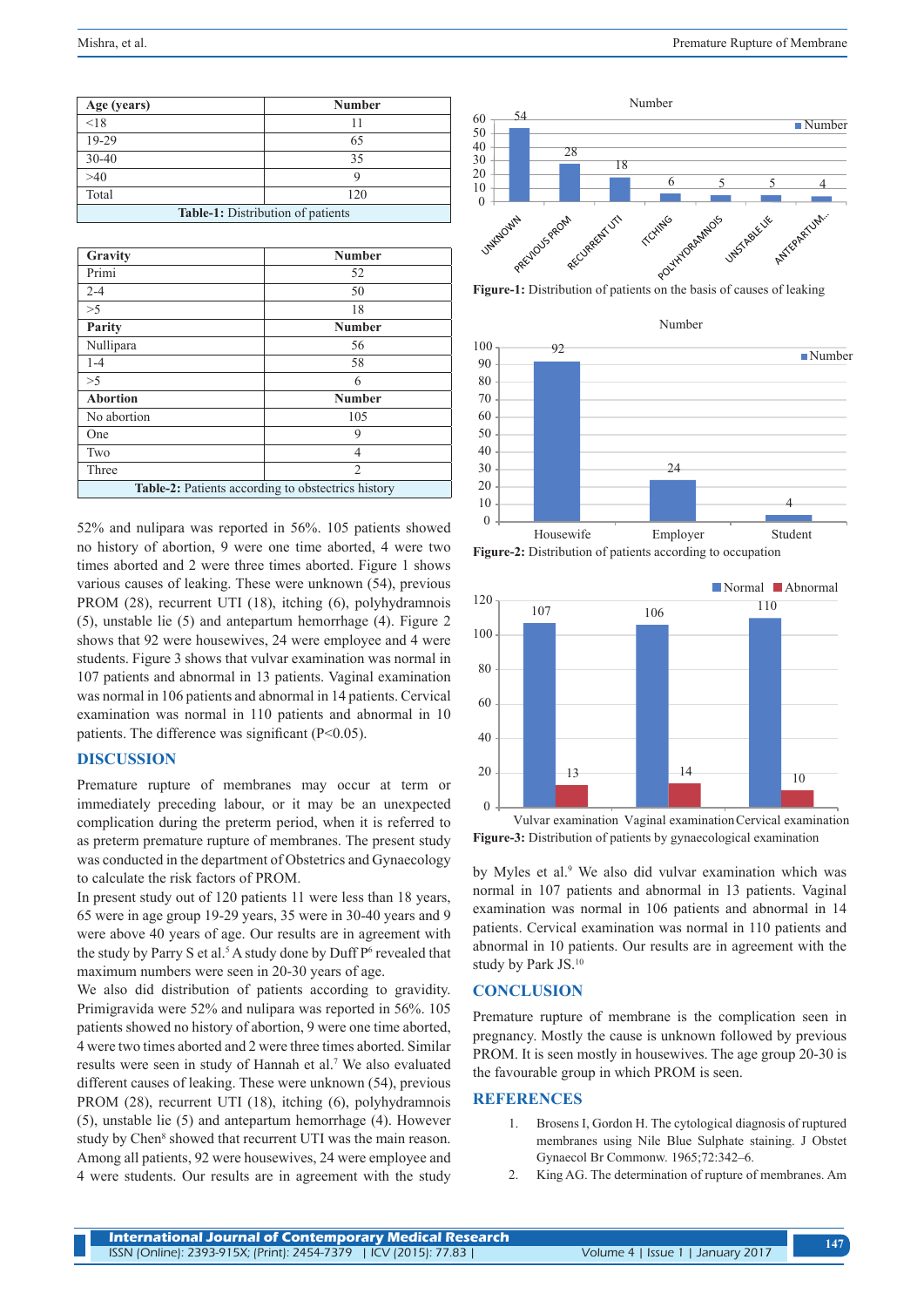| Age (years) | Number |
|---|---|
| <18 | 11 |
| 19-29 | 65 |
| 30-40 | 35 |
| >40 | 9 |
| Total | 120 |

**Table-1:** Distribution of patients

| Gravity | Number |
|---|---|
| Primi | 52 |
| 2-4 | 50 |
| >5 | 18 |
| **Parity** | **Number** |
| Nullipara | 56 |
| 1-4 | 58 |
| >5 | 6 |
| **Abortion** | **Number** |
| No abortion | 105 |
| One | 9 |
| Two | 4 |
| Three | 2 |

**Table-2:** Patients according to obstectrics history

52% and nulipara was reported in 56%. 105 patients showed no history of abortion, 9 were one time aborted, 4 were two times aborted and 2 were three times aborted. Figure 1 shows various causes of leaking. These were unknown (54), previous PROM (28), recurrent UTI (18), itching (6), polyhydramnois (5), unstable lie (5) and antepartum hemorrhage (4). Figure 2 shows that 92 were housewives, 24 were employee and 4 were students. Figure 3 shows that vulvar examination was normal in 107 patients and abnormal in 13 patients. Vaginal examination was normal in 106 patients and abnormal in 14 patients. Cervical examination was normal in 110 patients and abnormal in 10 patients. The difference was significant ($P<0.05$).

**Figure-1:** Distribution of patients on the basis of causes of leaking

**Figure-2:** Distribution of patients according to occupation

**Figure-3:** Distribution of patients by gynaecological examination

## DISCUSSION

Premature rupture of membranes may occur at term or immediately preceding labour, or it may be an unexpected complication during the preterm period, when it is referred to as preterm premature rupture of membranes. The present study was conducted in the department of Obstetrics and Gynaecology to calculate the risk factors of PROM.

In present study out of 120 patients 11 were less than 18 years, 65 were in age group 19-29 years, 35 were in 30-40 years and 9 were above 40 years of age. Our results are in agreement with the study by Parry S et al.[5] A study done by Duff P[6] revealed that maximum numbers were seen in 20-30 years of age.

We also did distribution of patients according to gravidity. Primigravida were 52% and nulipara was reported in 56%. 105 patients showed no history of abortion, 9 were one time aborted, 4 were two times aborted and 2 were three times aborted. Similar results were seen in study of Hannah et al.[7] We also evaluated different causes of leaking. These were unknown (54), previous PROM (28), recurrent UTI (18), itching (6), polyhydramnois (5), unstable lie (5) and antepartum hemorrhage (4). However study by Chen[8] showed that recurrent UTI was the main reason. Among all patients, 92 were housewives, 24 were employee and 4 were students. Our results are in agreement with the study by Myles et al.[9] We also did vulvar examination which was normal in 107 patients and abnormal in 13 patients. Vaginal examination was normal in 106 patients and abnormal in 14 patients. Cervical examination was normal in 110 patients and abnormal in 10 patients. Our results are in agreement with the study by Park JS.[10]

## CONCLUSION

Premature rupture of membrane is the complication seen in pregnancy. Mostly the cause is unknown followed by previous PROM. It is seen mostly in housewives. The age group 20-30 is the favourable group in which PROM is seen.

## REFERENCES

1. Brosens I, Gordon H. The cytological diagnosis of ruptured membranes using Nile Blue Sulphate staining. J Obstet Gynaecol Br Commonw. 1965;72:342–6.
2. King AG. The determination of rupture of membranes. Am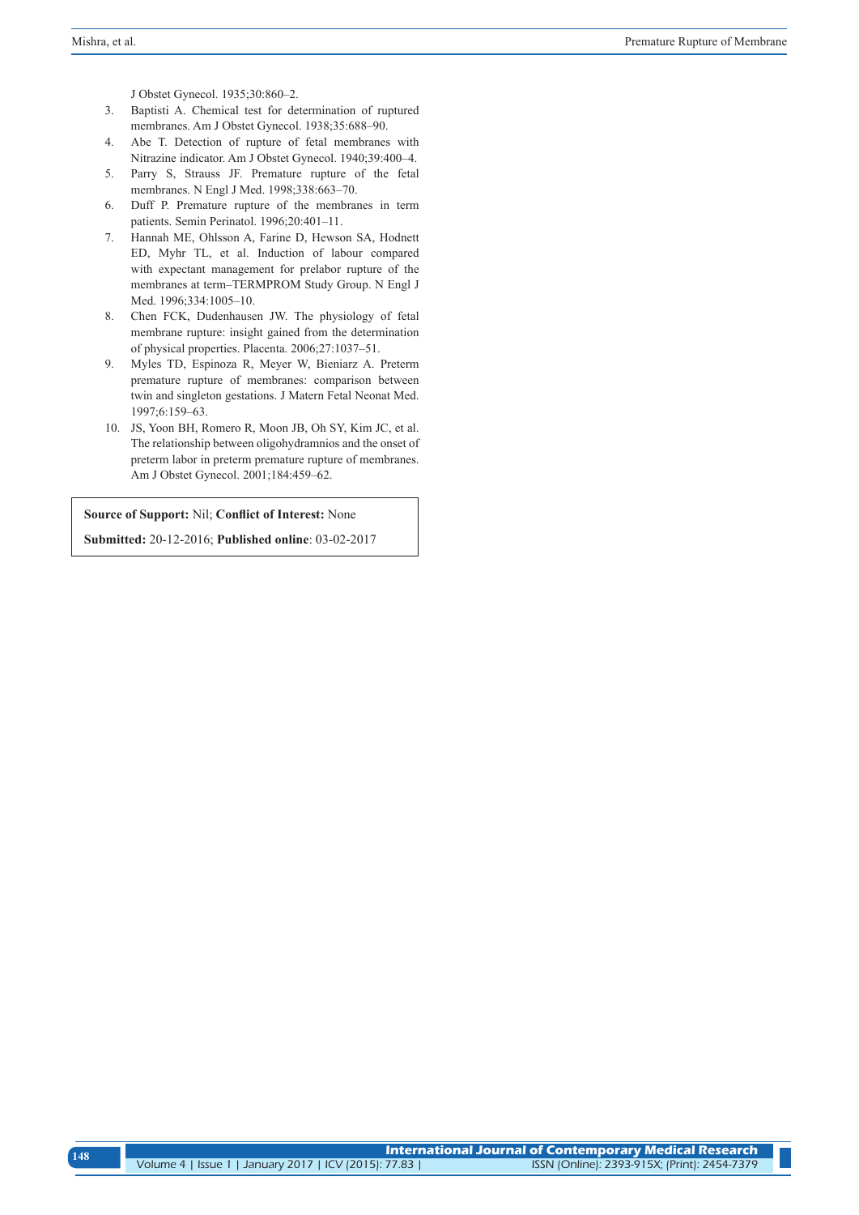J Obstet Gynecol. 1935;30:860–2.

3. Baptisti A. Chemical test for determination of ruptured membranes. Am J Obstet Gynecol. 1938;35:688–90.
4. Abe T. Detection of rupture of fetal membranes with Nitrazine indicator. Am J Obstet Gynecol. 1940;39:400–4.
5. Parry S, Strauss JF. Premature rupture of the fetal membranes. N Engl J Med. 1998;338:663–70.
6. Duff P. Premature rupture of the membranes in term patients. Semin Perinatol. 1996;20:401–11.
7. Hannah ME, Ohlsson A, Farine D, Hewson SA, Hodnett ED, Myhr TL, et al. Induction of labour compared with expectant management for prelabor rupture of the membranes at term–TERMPROM Study Group. N Engl J Med. 1996;334:1005–10.
8. Chen FCK, Dudenhausen JW. The physiology of fetal membrane rupture: insight gained from the determination of physical properties. Placenta. 2006;27:1037–51.
9. Myles TD, Espinoza R, Meyer W, Bieniarz A. Preterm premature rupture of membranes: comparison between twin and singleton gestations. J Matern Fetal Neonat Med. 1997;6:159–63.
10. JS, Yoon BH, Romero R, Moon JB, Oh SY, Kim JC, et al. The relationship between oligohydramnios and the onset of preterm labor in preterm premature rupture of membranes. Am J Obstet Gynecol. 2001;184:459–62.

**Source of Support:** Nil; **Conflict of Interest:** None

**Submitted:** 20-12-2016; **Published online**: 03-02-2017